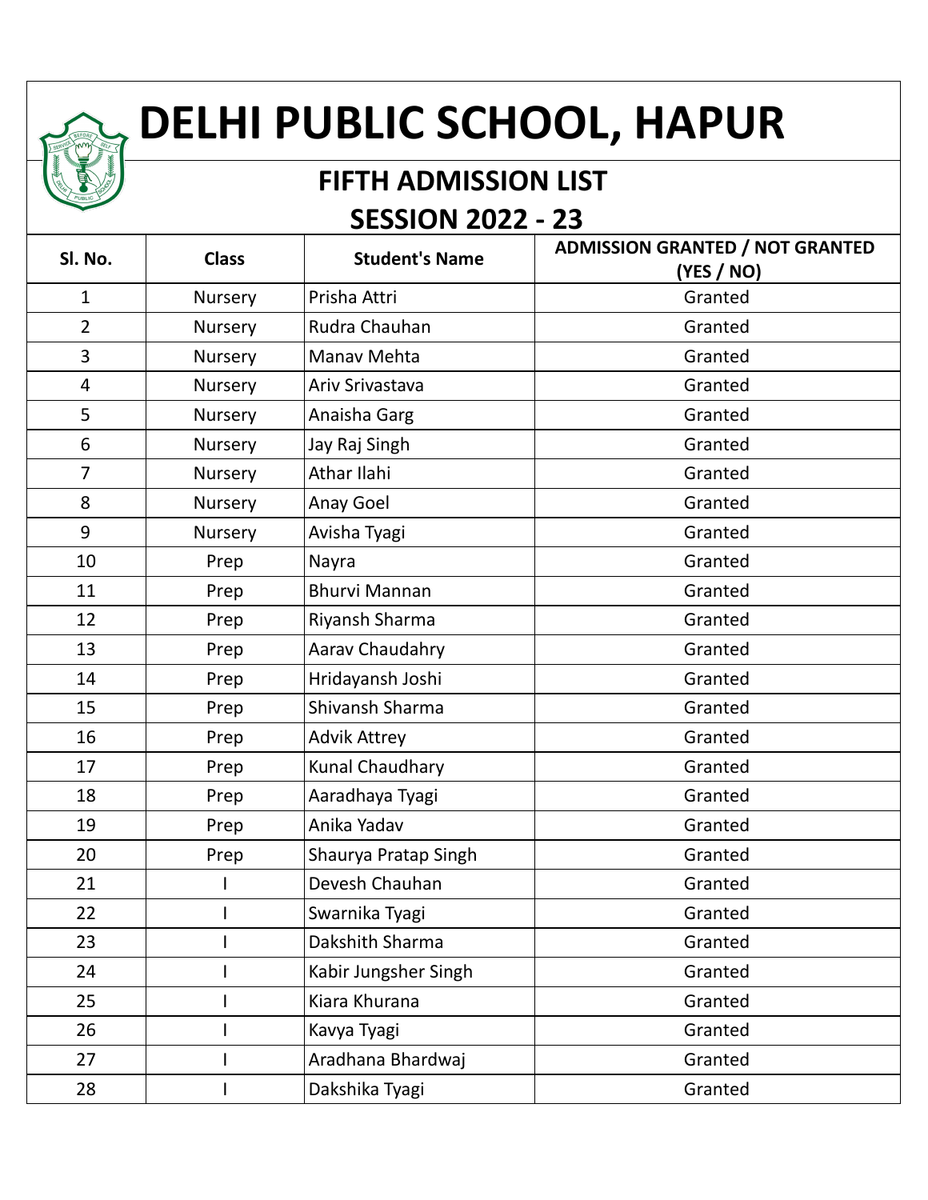# DELHI PUBLIC SCHOOL, HAPUR

## FIFTH ADMISSION LIST

## SESSION 2022 - 23

| Sl. No. | Class | Student's Name | ADMISSION GRANTED / NOT GRANTED (YES / NO) |
|---|---|---|---|
| 1 | Nursery | Prisha Attri | Granted |
| 2 | Nursery | Rudra Chauhan | Granted |
| 3 | Nursery | Manav Mehta | Granted |
| 4 | Nursery | Ariv Srivastava | Granted |
| 5 | Nursery | Anaisha Garg | Granted |
| 6 | Nursery | Jay Raj Singh | Granted |
| 7 | Nursery | Athar Ilahi | Granted |
| 8 | Nursery | Anay Goel | Granted |
| 9 | Nursery | Avisha Tyagi | Granted |
| 10 | Prep | Nayra | Granted |
| 11 | Prep | Bhurvi Mannan | Granted |
| 12 | Prep | Riyansh Sharma | Granted |
| 13 | Prep | Aarav Chaudahry | Granted |
| 14 | Prep | Hridayansh Joshi | Granted |
| 15 | Prep | Shivansh Sharma | Granted |
| 16 | Prep | Advik Attrey | Granted |
| 17 | Prep | Kunal Chaudhary | Granted |
| 18 | Prep | Aaradhaya Tyagi | Granted |
| 19 | Prep | Anika Yadav | Granted |
| 20 | Prep | Shaurya Pratap Singh | Granted |
| 21 | I | Devesh Chauhan | Granted |
| 22 | I | Swarnika Tyagi | Granted |
| 23 | I | Dakshith Sharma | Granted |
| 24 | I | Kabir Jungsher Singh | Granted |
| 25 | I | Kiara Khurana | Granted |
| 26 | I | Kavya Tyagi | Granted |
| 27 | I | Aradhana Bhardwaj | Granted |
| 28 | I | Dakshika Tyagi | Granted |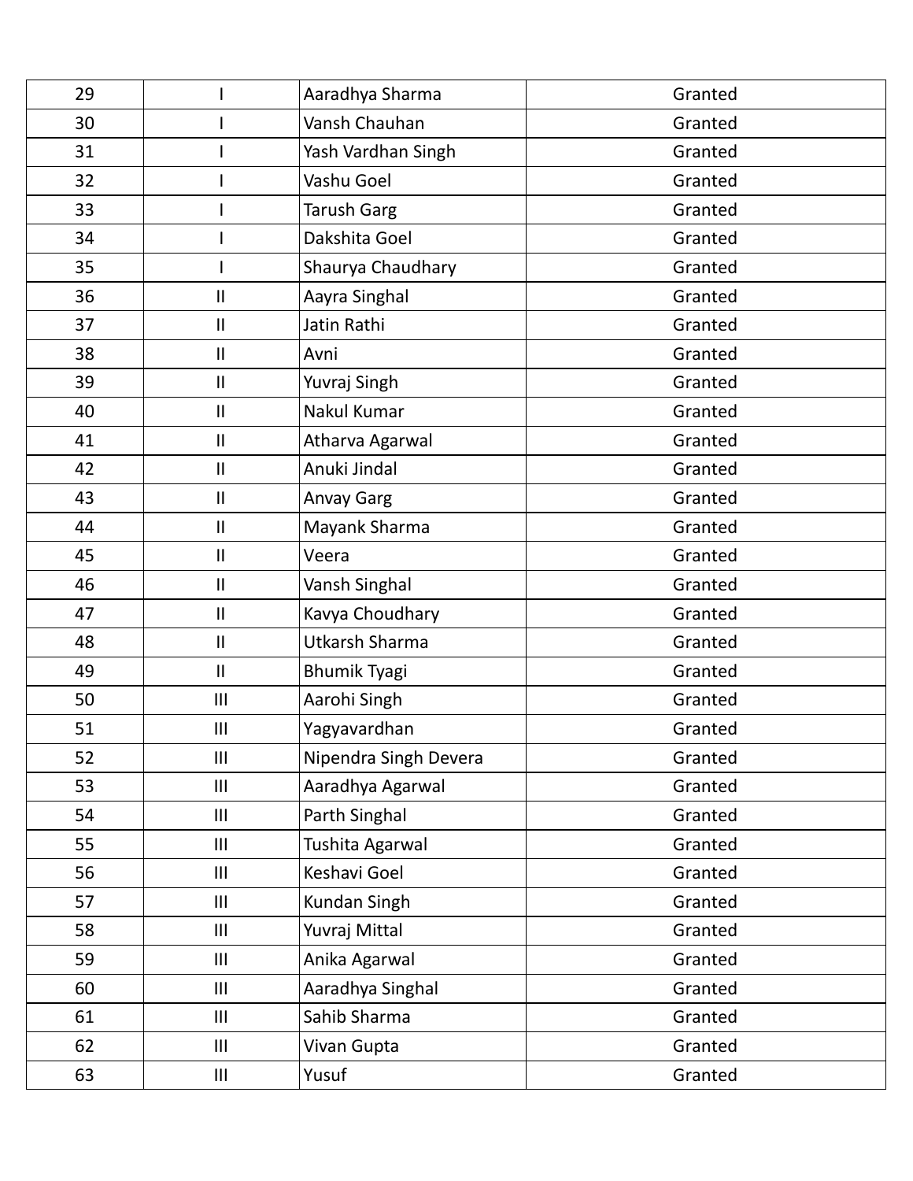| 29 | I | Aaradhya Sharma | Granted |
|---|---|---|---|
| 30 | I | Vansh Chauhan | Granted |
| 31 | I | Yash Vardhan Singh | Granted |
| 32 | I | Vashu Goel | Granted |
| 33 | I | Tarush Garg | Granted |
| 34 | I | Dakshita Goel | Granted |
| 35 | I | Shaurya Chaudhary | Granted |
| 36 | II | Aayra Singhal | Granted |
| 37 | II | Jatin Rathi | Granted |
| 38 | II | Avni | Granted |
| 39 | II | Yuvraj Singh | Granted |
| 40 | II | Nakul Kumar | Granted |
| 41 | II | Atharva Agarwal | Granted |
| 42 | II | Anuki Jindal | Granted |
| 43 | II | Anvay Garg | Granted |
| 44 | II | Mayank Sharma | Granted |
| 45 | II | Veera | Granted |
| 46 | II | Vansh Singhal | Granted |
| 47 | II | Kavya Choudhary | Granted |
| 48 | II | Utkarsh Sharma | Granted |
| 49 | II | Bhumik Tyagi | Granted |
| 50 | III | Aarohi Singh | Granted |
| 51 | III | Yagyavardhan | Granted |
| 52 | III | Nipendra Singh Devera | Granted |
| 53 | III | Aaradhya Agarwal | Granted |
| 54 | III | Parth Singhal | Granted |
| 55 | III | Tushita Agarwal | Granted |
| 56 | III | Keshavi Goel | Granted |
| 57 | III | Kundan Singh | Granted |
| 58 | III | Yuvraj Mittal | Granted |
| 59 | III | Anika Agarwal | Granted |
| 60 | III | Aaradhya Singhal | Granted |
| 61 | III | Sahib Sharma | Granted |
| 62 | III | Vivan Gupta | Granted |
| 63 | III | Yusuf | Granted |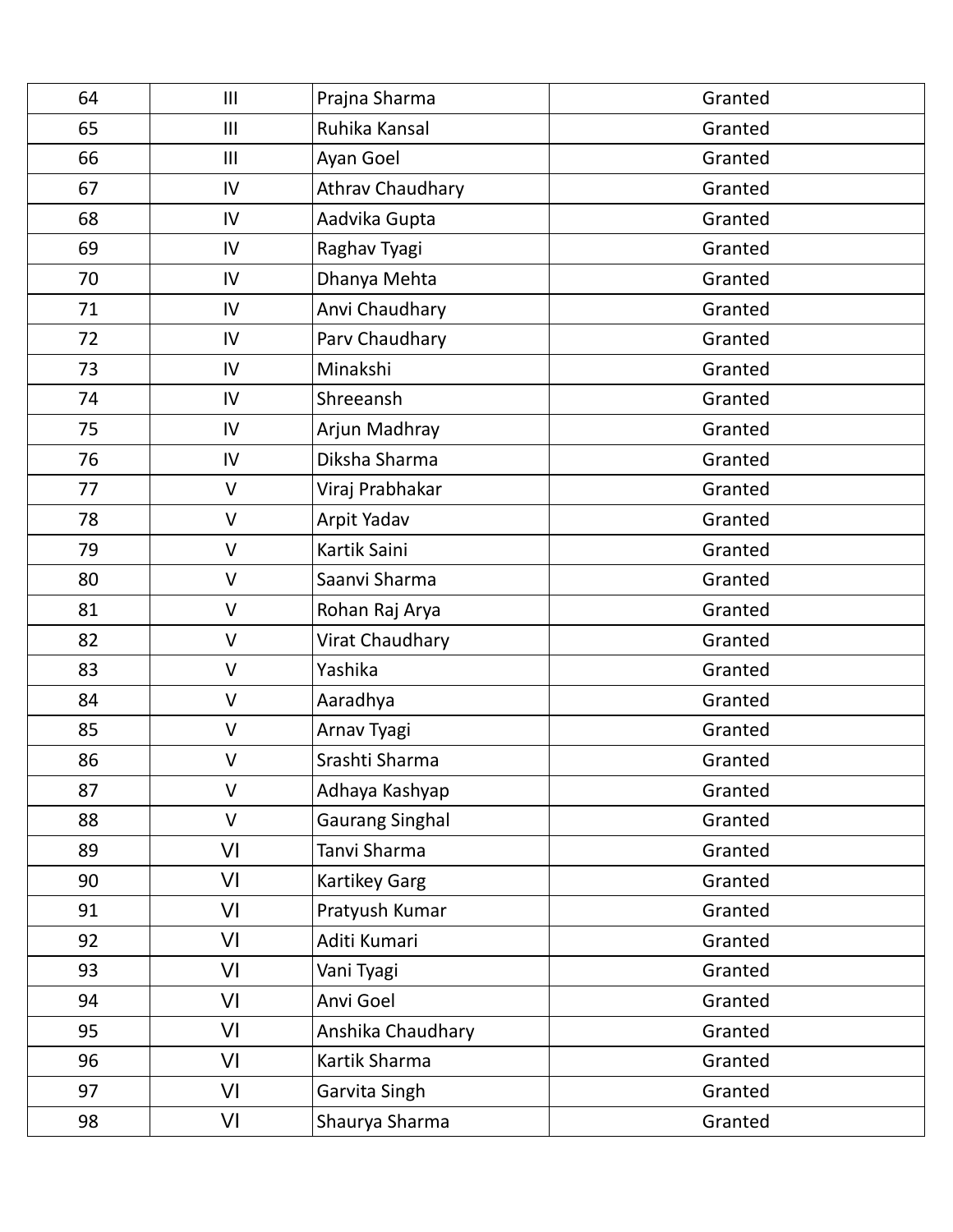| | | | |
|---|---|---|---|
| 64 | III | Prajna Sharma | Granted |
| 65 | III | Ruhika Kansal | Granted |
| 66 | III | Ayan Goel | Granted |
| 67 | IV | Athrav Chaudhary | Granted |
| 68 | IV | Aadvika Gupta | Granted |
| 69 | IV | Raghav Tyagi | Granted |
| 70 | IV | Dhanya Mehta | Granted |
| 71 | IV | Anvi Chaudhary | Granted |
| 72 | IV | Parv Chaudhary | Granted |
| 73 | IV | Minakshi | Granted |
| 74 | IV | Shreeansh | Granted |
| 75 | IV | Arjun Madhray | Granted |
| 76 | IV | Diksha Sharma | Granted |
| 77 | V | Viraj Prabhakar | Granted |
| 78 | V | Arpit Yadav | Granted |
| 79 | V | Kartik Saini | Granted |
| 80 | V | Saanvi Sharma | Granted |
| 81 | V | Rohan Raj Arya | Granted |
| 82 | V | Virat Chaudhary | Granted |
| 83 | V | Yashika | Granted |
| 84 | V | Aaradhya | Granted |
| 85 | V | Arnav Tyagi | Granted |
| 86 | V | Srashti Sharma | Granted |
| 87 | V | Adhaya Kashyap | Granted |
| 88 | V | Gaurang Singhal | Granted |
| 89 | VI | Tanvi Sharma | Granted |
| 90 | VI | Kartikey Garg | Granted |
| 91 | VI | Pratyush Kumar | Granted |
| 92 | VI | Aditi Kumari | Granted |
| 93 | VI | Vani Tyagi | Granted |
| 94 | VI | Anvi Goel | Granted |
| 95 | VI | Anshika Chaudhary | Granted |
| 96 | VI | Kartik Sharma | Granted |
| 97 | VI | Garvita Singh | Granted |
| 98 | VI | Shaurya Sharma | Granted |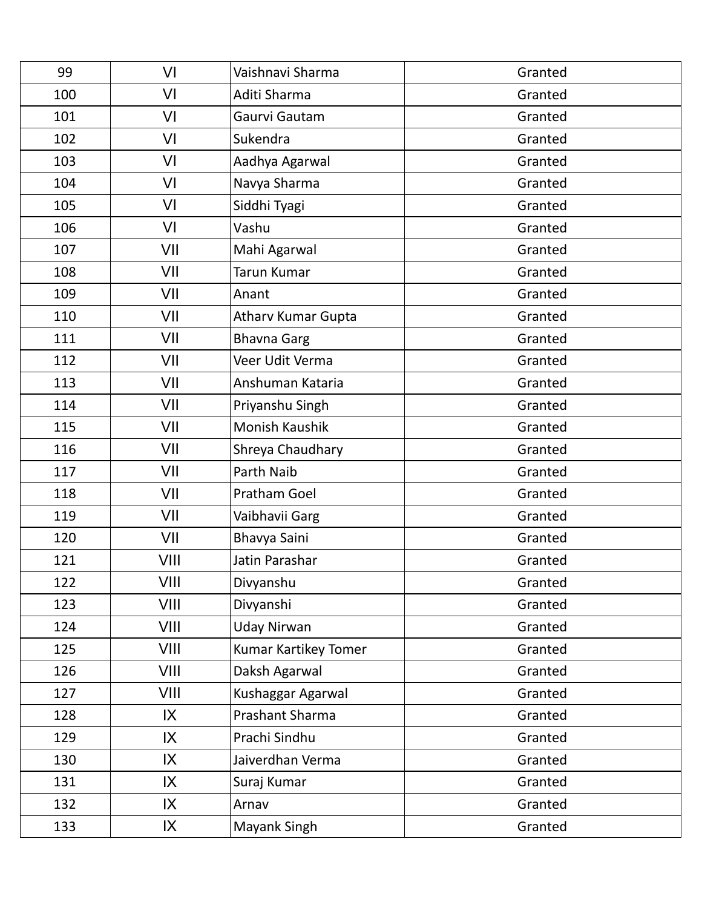| | | | |
|---|---|---|---|
| 99 | VI | Vaishnavi Sharma | Granted |
| 100 | VI | Aditi Sharma | Granted |
| 101 | VI | Gaurvi Gautam | Granted |
| 102 | VI | Sukendra | Granted |
| 103 | VI | Aadhya Agarwal | Granted |
| 104 | VI | Navya Sharma | Granted |
| 105 | VI | Siddhi Tyagi | Granted |
| 106 | VI | Vashu | Granted |
| 107 | VII | Mahi Agarwal | Granted |
| 108 | VII | Tarun Kumar | Granted |
| 109 | VII | Anant | Granted |
| 110 | VII | Atharv Kumar Gupta | Granted |
| 111 | VII | Bhavna Garg | Granted |
| 112 | VII | Veer Udit Verma | Granted |
| 113 | VII | Anshuman Kataria | Granted |
| 114 | VII | Priyanshu Singh | Granted |
| 115 | VII | Monish Kaushik | Granted |
| 116 | VII | Shreya Chaudhary | Granted |
| 117 | VII | Parth Naib | Granted |
| 118 | VII | Pratham Goel | Granted |
| 119 | VII | Vaibhavii Garg | Granted |
| 120 | VII | Bhavya Saini | Granted |
| 121 | VIII | Jatin Parashar | Granted |
| 122 | VIII | Divyanshu | Granted |
| 123 | VIII | Divyanshi | Granted |
| 124 | VIII | Uday Nirwan | Granted |
| 125 | VIII | Kumar Kartikey Tomer | Granted |
| 126 | VIII | Daksh Agarwal | Granted |
| 127 | VIII | Kushaggar Agarwal | Granted |
| 128 | IX | Prashant Sharma | Granted |
| 129 | IX | Prachi Sindhu | Granted |
| 130 | IX | Jaiverdhan Verma | Granted |
| 131 | IX | Suraj Kumar | Granted |
| 132 | IX | Arnav | Granted |
| 133 | IX | Mayank Singh | Granted |